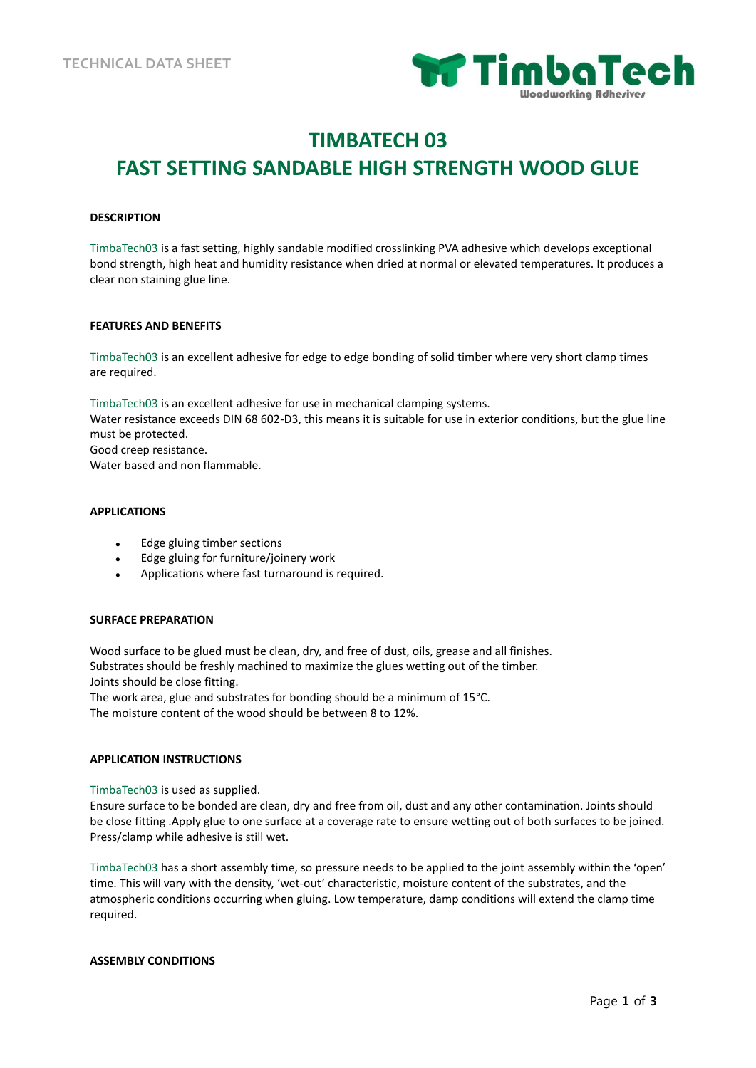TECHNICAL DATA SHEET

TimbaTech
Woodworking Adhesives

# TIMBATECH 03
# FAST SETTING SANDABLE HIGH STRENGTH WOOD GLUE

**DESCRIPTION**

TimbaTech03 is a fast setting, highly sandable modified crosslinking PVA adhesive which develops exceptional bond strength, high heat and humidity resistance when dried at normal or elevated temperatures. It produces a clear non staining glue line.

**FEATURES AND BENEFITS**

TimbaTech03 is an excellent adhesive for edge to edge bonding of solid timber where very short clamp times are required.

TimbaTech03 is an excellent adhesive for use in mechanical clamping systems.
Water resistance exceeds DIN 68 602-D3, this means it is suitable for use in exterior conditions, but the glue line must be protected.
Good creep resistance.
Water based and non flammable.

**APPLICATIONS**

- Edge gluing timber sections
- Edge gluing for furniture/joinery work
- Applications where fast turnaround is required.

**SURFACE PREPARATION**

Wood surface to be glued must be clean, dry, and free of dust, oils, grease and all finishes.
Substrates should be freshly machined to maximize the glues wetting out of the timber.
Joints should be close fitting.
The work area, glue and substrates for bonding should be a minimum of 15°C.
The moisture content of the wood should be between 8 to 12%.

**APPLICATION INSTRUCTIONS**

TimbaTech03 is used as supplied.
Ensure surface to be bonded are clean, dry and free from oil, dust and any other contamination. Joints should be close fitting .Apply glue to one surface at a coverage rate to ensure wetting out of both surfaces to be joined. Press/clamp while adhesive is still wet.

TimbaTech03 has a short assembly time, so pressure needs to be applied to the joint assembly within the 'open' time. This will vary with the density, 'wet-out' characteristic, moisture content of the substrates, and the atmospheric conditions occurring when gluing. Low temperature, damp conditions will extend the clamp time required.

**ASSEMBLY CONDITIONS**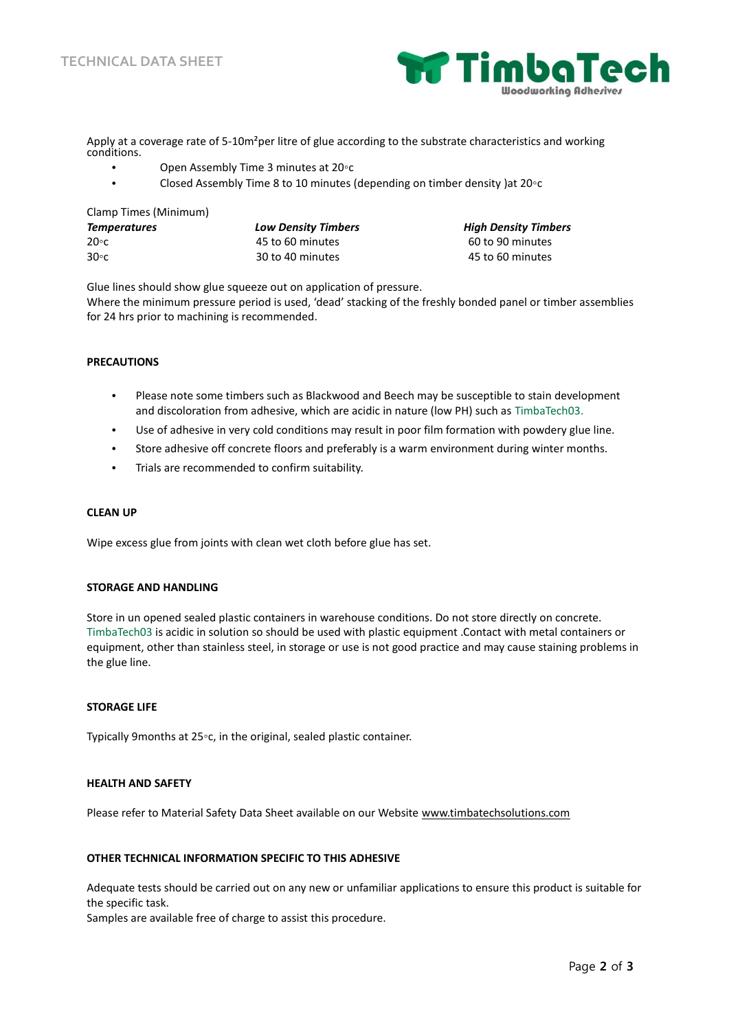Apply at a coverage rate of 5-10m²per litre of glue according to the substrate characteristics and working conditions.

- Open Assembly Time 3 minutes at 20◦c
- Closed Assembly Time 8 to 10 minutes (depending on timber density )at 20◦c

Clamp Times (Minimum)

| ***Temperatures*** | ***Low Density Timbers*** | ***High Density Timbers*** |
|---|---|---|
| 20◦c | 45 to 60 minutes | 60 to 90 minutes |
| 30◦c | 30 to 40 minutes | 45 to 60 minutes |

Glue lines should show glue squeeze out on application of pressure.
Where the minimum pressure period is used, 'dead' stacking of the freshly bonded panel or timber assemblies for 24 hrs prior to machining is recommended.

**PRECAUTIONS**

- Please note some timbers such as Blackwood and Beech may be susceptible to stain development and discoloration from adhesive, which are acidic in nature (low PH) such as TimbaTech03.
- Use of adhesive in very cold conditions may result in poor film formation with powdery glue line.
- Store adhesive off concrete floors and preferably is a warm environment during winter months.
- Trials are recommended to confirm suitability.

**CLEAN UP**

Wipe excess glue from joints with clean wet cloth before glue has set.

**STORAGE AND HANDLING**

Store in un opened sealed plastic containers in warehouse conditions. Do not store directly on concrete. TimbaTech03 is acidic in solution so should be used with plastic equipment .Contact with metal containers or equipment, other than stainless steel, in storage or use is not good practice and may cause staining problems in the glue line.

**STORAGE LIFE**

Typically 9months at 25◦c, in the original, sealed plastic container.

**HEALTH AND SAFETY**

Please refer to Material Safety Data Sheet available on our Website www.timbatechsolutions.com

**OTHER TECHNICAL INFORMATION SPECIFIC TO THIS ADHESIVE**

Adequate tests should be carried out on any new or unfamiliar applications to ensure this product is suitable for the specific task.
Samples are available free of charge to assist this procedure.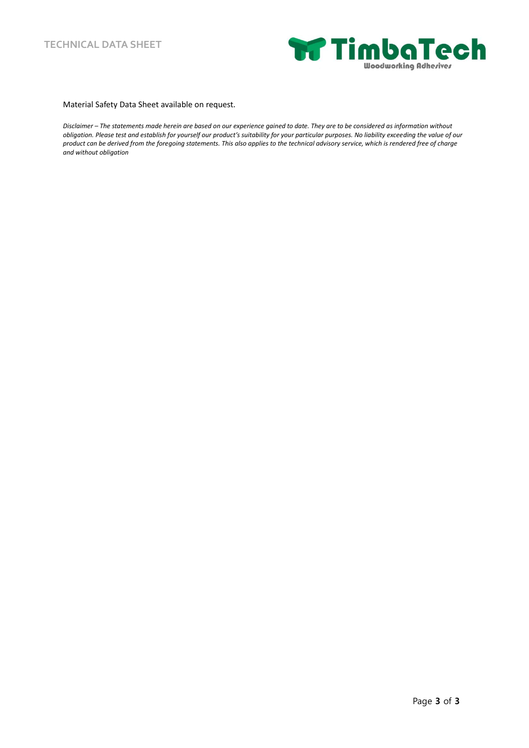Material Safety Data Sheet available on request.

*Disclaimer – The statements made herein are based on our experience gained to date. They are to be considered as information without obligation. Please test and establish for yourself our product's suitability for your particular purposes. No liability exceeding the value of our product can be derived from the foregoing statements. This also applies to the technical advisory service, which is rendered free of charge and without obligation*